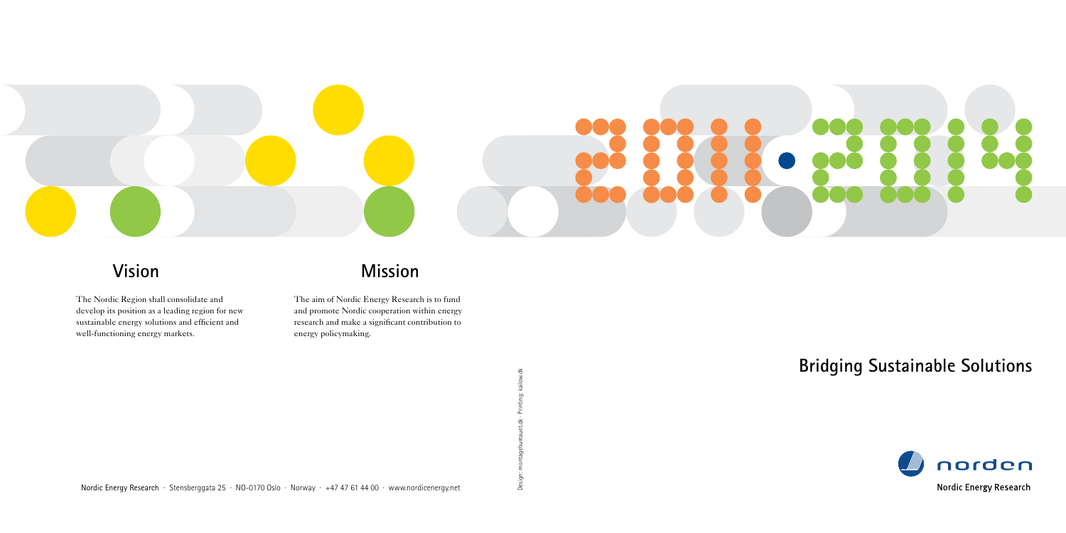## Vision

The Nordic Region shall consolidate and develop its position as a leading region for new sustainable energy solutions and efficient and well-functioning energy markets.

## Mission

The aim of Nordic Energy Research is to fund and promote Nordic cooperation within energy research and make a significant contribution to energy policymaking.

# Bridging Sustainable Solutions

norden

Nordic Energy Research

Nordic Energy Research · Stensberggata 25 · NO-0170 Oslo · Norway · +47 47 61 44 00 · www.nordicenergy.net

Design: montagebureauet.dk · Printing: kailow.dk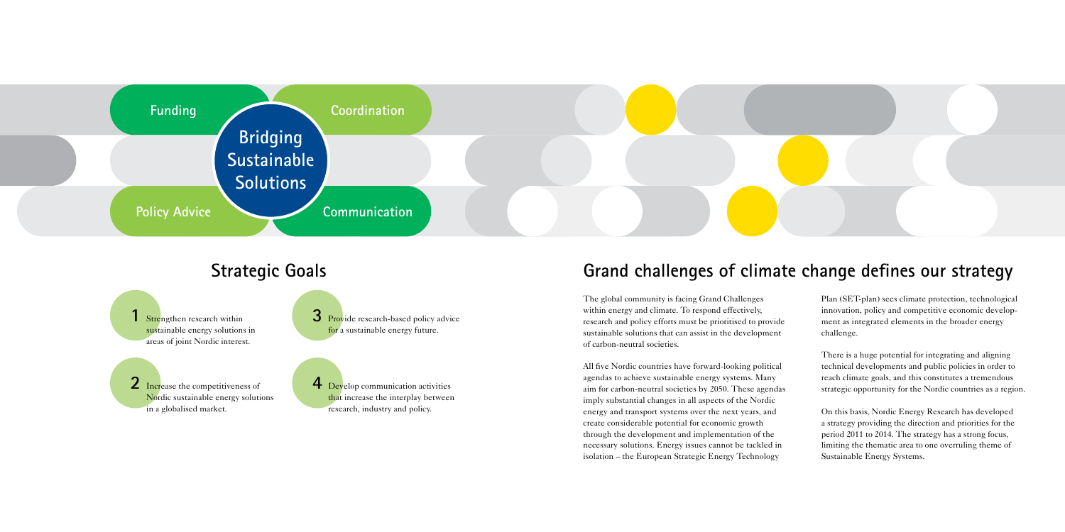Funding

Coordination

Bridging Sustainable Solutions

Policy Advice

Communication

## Strategic Goals

1. Strengthen research within sustainable energy solutions in areas of joint Nordic interest.
2. Increase the competitiveness of Nordic sustainable energy solutions in a globalised market.
3. Provide research-based policy advice for a sustainable energy future.
4. Develop communication activities that increase the interplay between research, industry and policy.

## Grand challenges of climate change defines our strategy

The global community is facing Grand Challenges within energy and climate. To respond effectively, research and policy efforts must be prioritised to provide sustainable solutions that can assist in the development of carbon-neutral societies.

All five Nordic countries have forward-looking political agendas to achieve sustainable energy systems. Many aim for carbon-neutral societies by 2050. These agendas imply substantial changes in all aspects of the Nordic energy and transport systems over the next years, and create considerable potential for economic growth through the development and implementation of the necessary solutions. Energy issues cannot be tackled in isolation – the European Strategic Energy Technology Plan (SET-plan) sees climate protection, technological innovation, policy and competitive economic development as integrated elements in the broader energy challenge.

There is a huge potential for integrating and aligning technical developments and public policies in order to reach climate goals, and this constitutes a tremendous strategic opportunity for the Nordic countries as a region.

On this basis, Nordic Energy Research has developed a strategy providing the direction and priorities for the period 2011 to 2014. The strategy has a strong focus, limiting the thematic area to one overruling theme of Sustainable Energy Systems.